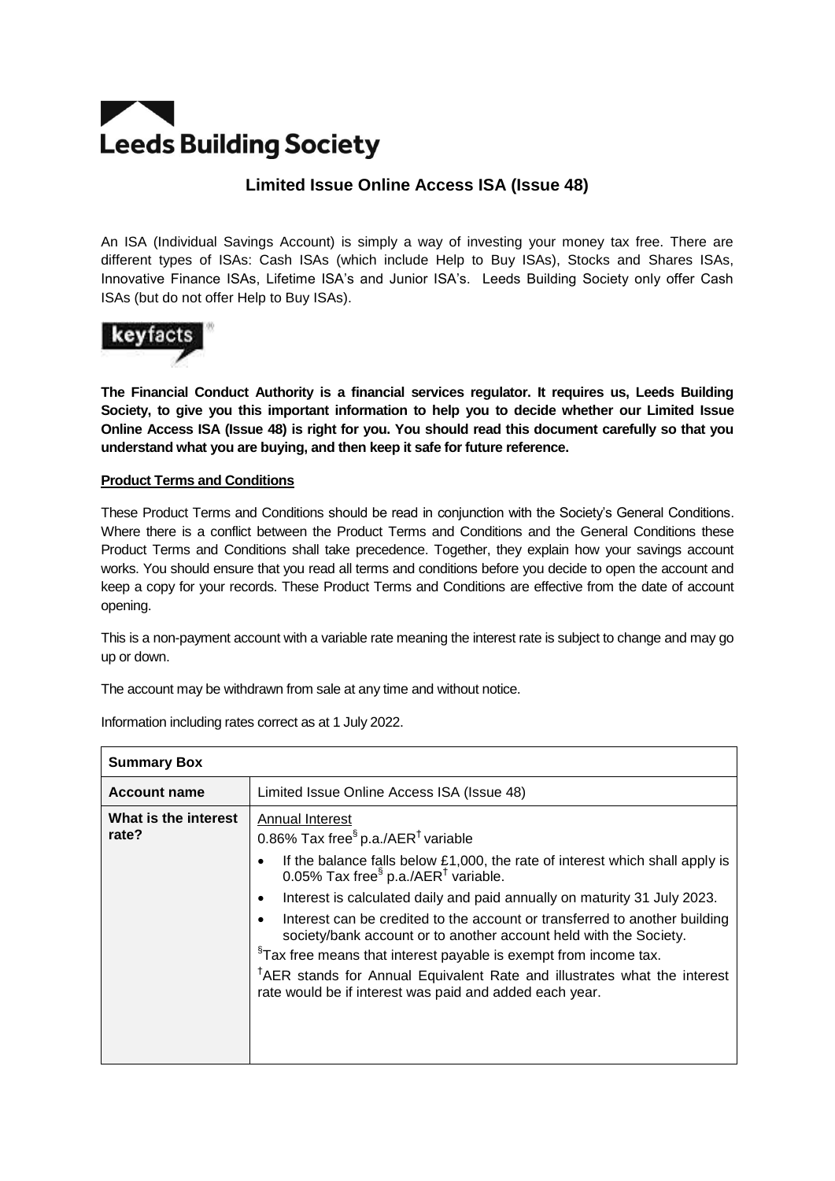# Leeds Building Society

## Limited Issue Online Access ISA (Issue 48)

An ISA (Individual Savings Account) is simply a way of investing your money tax free. There are different types of ISAs: Cash ISAs (which include Help to Buy ISAs), Stocks and Shares ISAs, Innovative Finance ISAs, Lifetime ISA's and Junior ISA's. Leeds Building Society only offer Cash ISAs (but do not offer Help to Buy ISAs).

keyfacts

**The Financial Conduct Authority is a financial services regulator. It requires us, Leeds Building Society, to give you this important information to help you to decide whether our Limited Issue Online Access ISA (Issue 48) is right for you. You should read this document carefully so that you understand what you are buying, and then keep it safe for future reference.**

**Product Terms and Conditions**

These Product Terms and Conditions should be read in conjunction with the Society's General Conditions. Where there is a conflict between the Product Terms and Conditions and the General Conditions these Product Terms and Conditions shall take precedence. Together, they explain how your savings account works. You should ensure that you read all terms and conditions before you decide to open the account and keep a copy for your records. These Product Terms and Conditions are effective from the date of account opening.

This is a non-payment account with a variable rate meaning the interest rate is subject to change and may go up or down.

The account may be withdrawn from sale at any time and without notice.

Information including rates correct as at 1 July 2022.

| **Summary Box** | |
|---|---|
| **Account name** | Limited Issue Online Access ISA (Issue 48) |
| **What is the interest rate?** | Annual Interest<br>0.86% Tax free[§] p.a./AER[†] variable<br>• If the balance falls below £1,000, the rate of interest which shall apply is 0.05% Tax free[§] p.a./AER[†] variable.<br>• Interest is calculated daily and paid annually on maturity 31 July 2023.<br>• Interest can be credited to the account or transferred to another building society/bank account or to another account held with the Society.<br>[§]Tax free means that interest payable is exempt from income tax.<br>[†]AER stands for Annual Equivalent Rate and illustrates what the interest rate would be if interest was paid and added each year. |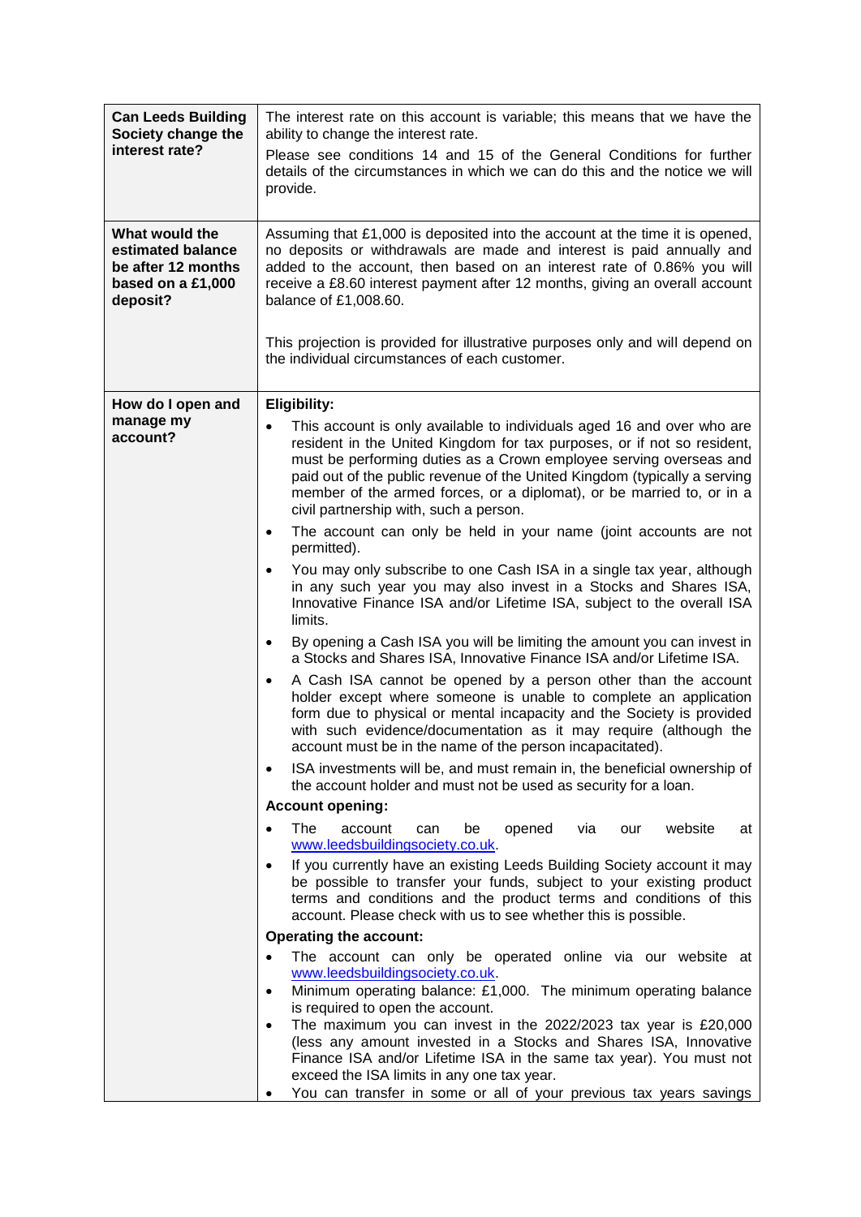| | |
|---|---|
| **Can Leeds Building Society change the interest rate?** | The interest rate on this account is variable; this means that we have the ability to change the interest rate.<br><br>Please see conditions 14 and 15 of the General Conditions for further details of the circumstances in which we can do this and the notice we will provide. |
| **What would the estimated balance be after 12 months based on a £1,000 deposit?** | Assuming that £1,000 is deposited into the account at the time it is opened, no deposits or withdrawals are made and interest is paid annually and added to the account, then based on an interest rate of 0.86% you will receive a £8.60 interest payment after 12 months, giving an overall account balance of £1,008.60.<br><br>This projection is provided for illustrative purposes only and will depend on the individual circumstances of each customer. |
| **How do I open and manage my account?** | **Eligibility:**<br>• This account is only available to individuals aged 16 and over who are resident in the United Kingdom for tax purposes, or if not so resident, must be performing duties as a Crown employee serving overseas and paid out of the public revenue of the United Kingdom (typically a serving member of the armed forces, or a diplomat), or be married to, or in a civil partnership with, such a person.<br>• The account can only be held in your name (joint accounts are not permitted).<br>• You may only subscribe to one Cash ISA in a single tax year, although in any such year you may also invest in a Stocks and Shares ISA, Innovative Finance ISA and/or Lifetime ISA, subject to the overall ISA limits.<br>• By opening a Cash ISA you will be limiting the amount you can invest in a Stocks and Shares ISA, Innovative Finance ISA and/or Lifetime ISA.<br>• A Cash ISA cannot be opened by a person other than the account holder except where someone is unable to complete an application form due to physical or mental incapacity and the Society is provided with such evidence/documentation as it may require (although the account must be in the name of the person incapacitated).<br>• ISA investments will be, and must remain in, the beneficial ownership of the account holder and must not be used as security for a loan.<br>**Account opening:**<br>• The account can be opened via our website at www.leedsbuildingsociety.co.uk.<br>• If you currently have an existing Leeds Building Society account it may be possible to transfer your funds, subject to your existing product terms and conditions and the product terms and conditions of this account. Please check with us to see whether this is possible.<br>**Operating the account:**<br>• The account can only be operated online via our website at www.leedsbuildingsociety.co.uk.<br>• Minimum operating balance: £1,000. The minimum operating balance is required to open the account.<br>• The maximum you can invest in the 2022/2023 tax year is £20,000 (less any amount invested in a Stocks and Shares ISA, Innovative Finance ISA and/or Lifetime ISA in the same tax year). You must not exceed the ISA limits in any one tax year.<br>• You can transfer in some or all of your previous tax years savings |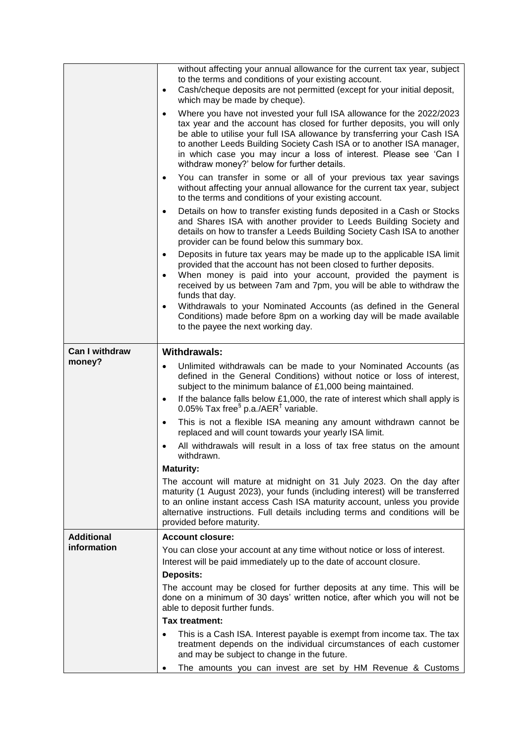| | |
|---|---|
| | without affecting your annual allowance for the current tax year, subject to the terms and conditions of your existing account.<br>• Cash/cheque deposits are not permitted (except for your initial deposit, which may be made by cheque).<br>• Where you have not invested your full ISA allowance for the 2022/2023 tax year and the account has closed for further deposits, you will only be able to utilise your full ISA allowance by transferring your Cash ISA to another Leeds Building Society Cash ISA or to another ISA manager, in which case you may incur a loss of interest. Please see 'Can I withdraw money?' below for further details.<br>• You can transfer in some or all of your previous tax year savings without affecting your annual allowance for the current tax year, subject to the terms and conditions of your existing account.<br>• Details on how to transfer existing funds deposited in a Cash or Stocks and Shares ISA with another provider to Leeds Building Society and details on how to transfer a Leeds Building Society Cash ISA to another provider can be found below this summary box.<br>• Deposits in future tax years may be made up to the applicable ISA limit provided that the account has not been closed to further deposits.<br>• When money is paid into your account, provided the payment is received by us between 7am and 7pm, you will be able to withdraw the funds that day.<br>• Withdrawals to your Nominated Accounts (as defined in the General Conditions) made before 8pm on a working day will be made available to the payee the next working day. |
| **Can I withdraw money?** | **Withdrawals:**<br>• Unlimited withdrawals can be made to your Nominated Accounts (as defined in the General Conditions) without notice or loss of interest, subject to the minimum balance of £1,000 being maintained.<br>• If the balance falls below £1,000, the rate of interest which shall apply is 0.05% Tax free[§] p.a./AER[†] variable.<br>• This is not a flexible ISA meaning any amount withdrawn cannot be replaced and will count towards your yearly ISA limit.<br>• All withdrawals will result in a loss of tax free status on the amount withdrawn.<br>**Maturity:**<br>The account will mature at midnight on 31 July 2023. On the day after maturity (1 August 2023), your funds (including interest) will be transferred to an online instant access Cash ISA maturity account, unless you provide alternative instructions. Full details including terms and conditions will be provided before maturity. |
| **Additional information** | **Account closure:**<br>You can close your account at any time without notice or loss of interest.<br>Interest will be paid immediately up to the date of account closure.<br>**Deposits:**<br>The account may be closed for further deposits at any time. This will be done on a minimum of 30 days' written notice, after which you will not be able to deposit further funds.<br>**Tax treatment:**<br>• This is a Cash ISA. Interest payable is exempt from income tax. The tax treatment depends on the individual circumstances of each customer and may be subject to change in the future.<br>• The amounts you can invest are set by HM Revenue & Customs |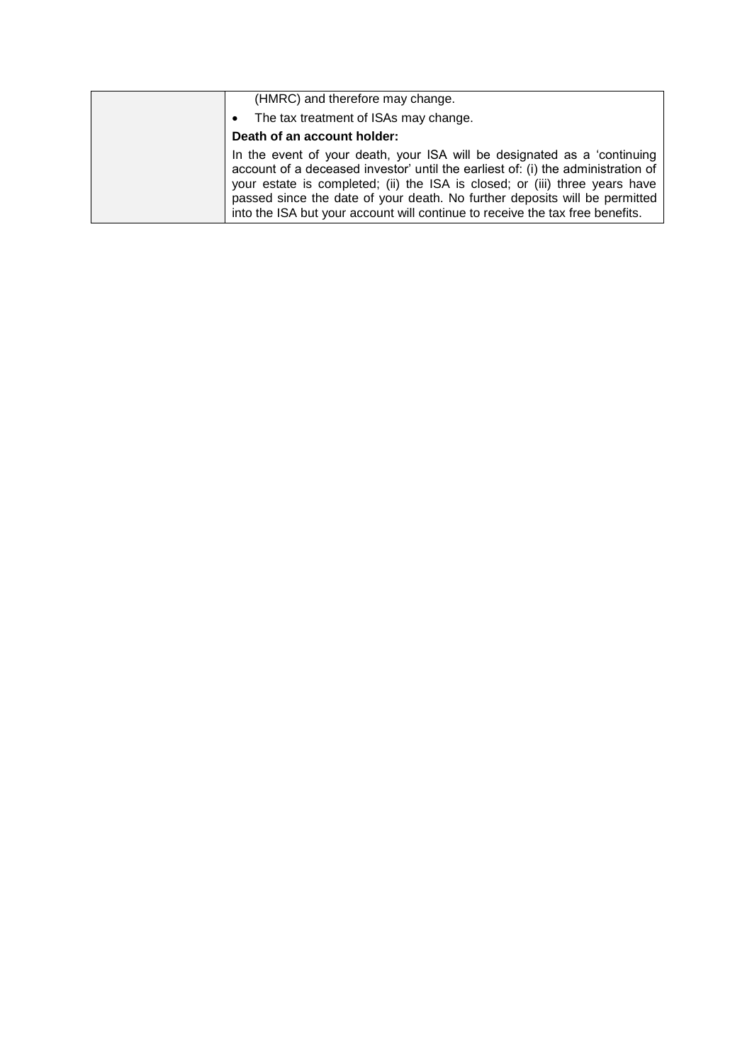| | |
|---|---|
| | (HMRC) and therefore may change.<br>• The tax treatment of ISAs may change.<br>**Death of an account holder:**<br>In the event of your death, your ISA will be designated as a 'continuing account of a deceased investor' until the earliest of: (i) the administration of your estate is completed; (ii) the ISA is closed; or (iii) three years have passed since the date of your death. No further deposits will be permitted into the ISA but your account will continue to receive the tax free benefits. |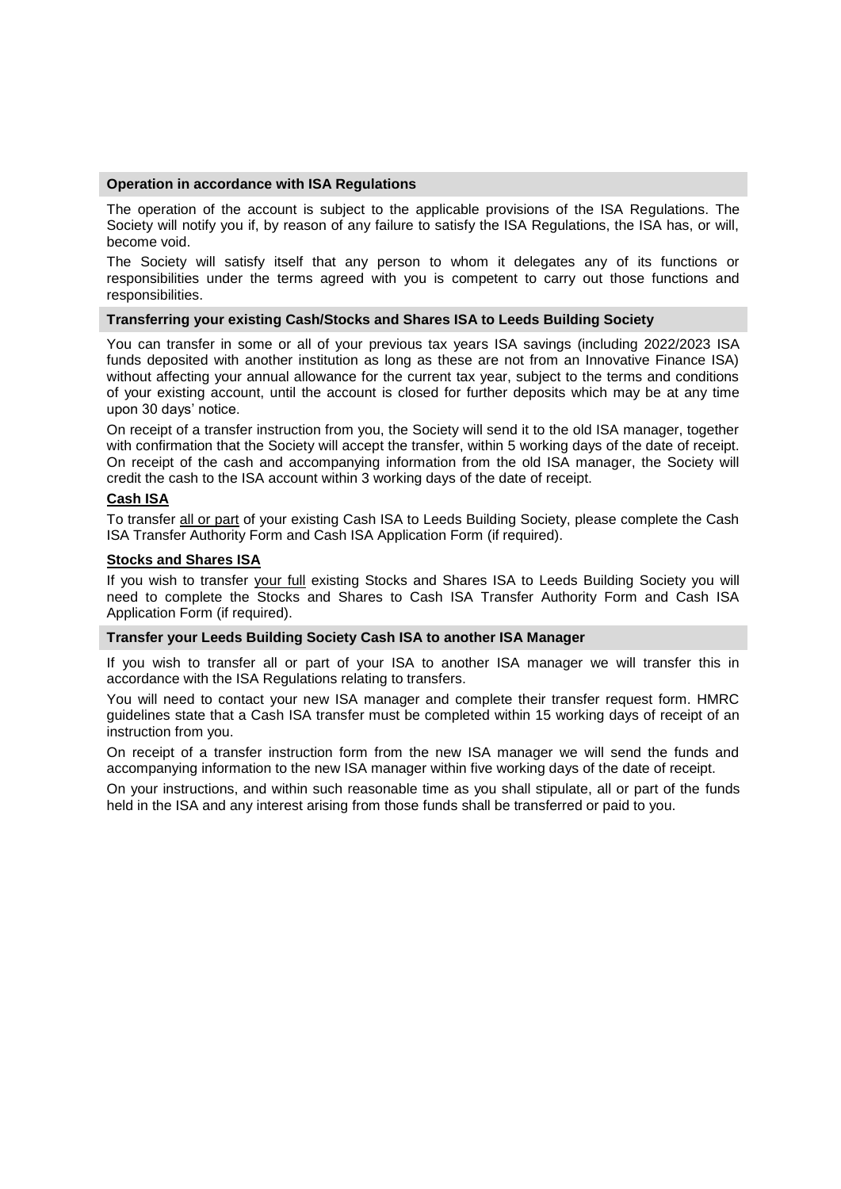## Operation in accordance with ISA Regulations

The operation of the account is subject to the applicable provisions of the ISA Regulations. The Society will notify you if, by reason of any failure to satisfy the ISA Regulations, the ISA has, or will, become void.

The Society will satisfy itself that any person to whom it delegates any of its functions or responsibilities under the terms agreed with you is competent to carry out those functions and responsibilities.

## Transferring your existing Cash/Stocks and Shares ISA to Leeds Building Society

You can transfer in some or all of your previous tax years ISA savings (including 2022/2023 ISA funds deposited with another institution as long as these are not from an Innovative Finance ISA) without affecting your annual allowance for the current tax year, subject to the terms and conditions of your existing account, until the account is closed for further deposits which may be at any time upon 30 days' notice.

On receipt of a transfer instruction from you, the Society will send it to the old ISA manager, together with confirmation that the Society will accept the transfer, within 5 working days of the date of receipt. On receipt of the cash and accompanying information from the old ISA manager, the Society will credit the cash to the ISA account within 3 working days of the date of receipt.

### Cash ISA

To transfer all or part of your existing Cash ISA to Leeds Building Society, please complete the Cash ISA Transfer Authority Form and Cash ISA Application Form (if required).

### Stocks and Shares ISA

If you wish to transfer your full existing Stocks and Shares ISA to Leeds Building Society you will need to complete the Stocks and Shares to Cash ISA Transfer Authority Form and Cash ISA Application Form (if required).

## Transfer your Leeds Building Society Cash ISA to another ISA Manager

If you wish to transfer all or part of your ISA to another ISA manager we will transfer this in accordance with the ISA Regulations relating to transfers.

You will need to contact your new ISA manager and complete their transfer request form. HMRC guidelines state that a Cash ISA transfer must be completed within 15 working days of receipt of an instruction from you.

On receipt of a transfer instruction form from the new ISA manager we will send the funds and accompanying information to the new ISA manager within five working days of the date of receipt.

On your instructions, and within such reasonable time as you shall stipulate, all or part of the funds held in the ISA and any interest arising from those funds shall be transferred or paid to you.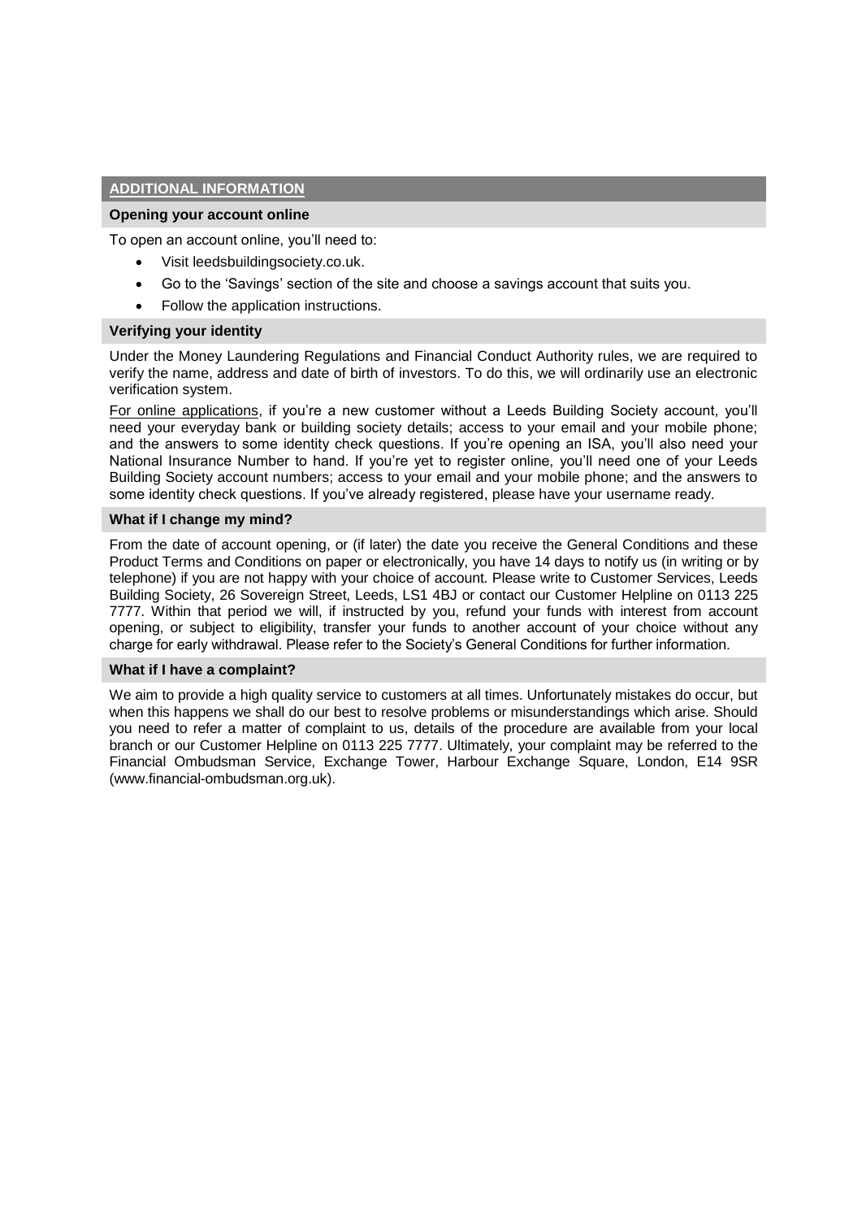## ADDITIONAL INFORMATION

### Opening your account online

To open an account online, you'll need to:

- Visit leedsbuildingsociety.co.uk.
- Go to the 'Savings' section of the site and choose a savings account that suits you.
- Follow the application instructions.

### Verifying your identity

Under the Money Laundering Regulations and Financial Conduct Authority rules, we are required to verify the name, address and date of birth of investors. To do this, we will ordinarily use an electronic verification system.

For online applications, if you're a new customer without a Leeds Building Society account, you'll need your everyday bank or building society details; access to your email and your mobile phone; and the answers to some identity check questions. If you're opening an ISA, you'll also need your National Insurance Number to hand. If you're yet to register online, you'll need one of your Leeds Building Society account numbers; access to your email and your mobile phone; and the answers to some identity check questions. If you've already registered, please have your username ready.

### What if I change my mind?

From the date of account opening, or (if later) the date you receive the General Conditions and these Product Terms and Conditions on paper or electronically, you have 14 days to notify us (in writing or by telephone) if you are not happy with your choice of account. Please write to Customer Services, Leeds Building Society, 26 Sovereign Street, Leeds, LS1 4BJ or contact our Customer Helpline on 0113 225 7777. Within that period we will, if instructed by you, refund your funds with interest from account opening, or subject to eligibility, transfer your funds to another account of your choice without any charge for early withdrawal. Please refer to the Society's General Conditions for further information.

### What if I have a complaint?

We aim to provide a high quality service to customers at all times. Unfortunately mistakes do occur, but when this happens we shall do our best to resolve problems or misunderstandings which arise. Should you need to refer a matter of complaint to us, details of the procedure are available from your local branch or our Customer Helpline on 0113 225 7777. Ultimately, your complaint may be referred to the Financial Ombudsman Service, Exchange Tower, Harbour Exchange Square, London, E14 9SR (www.financial-ombudsman.org.uk).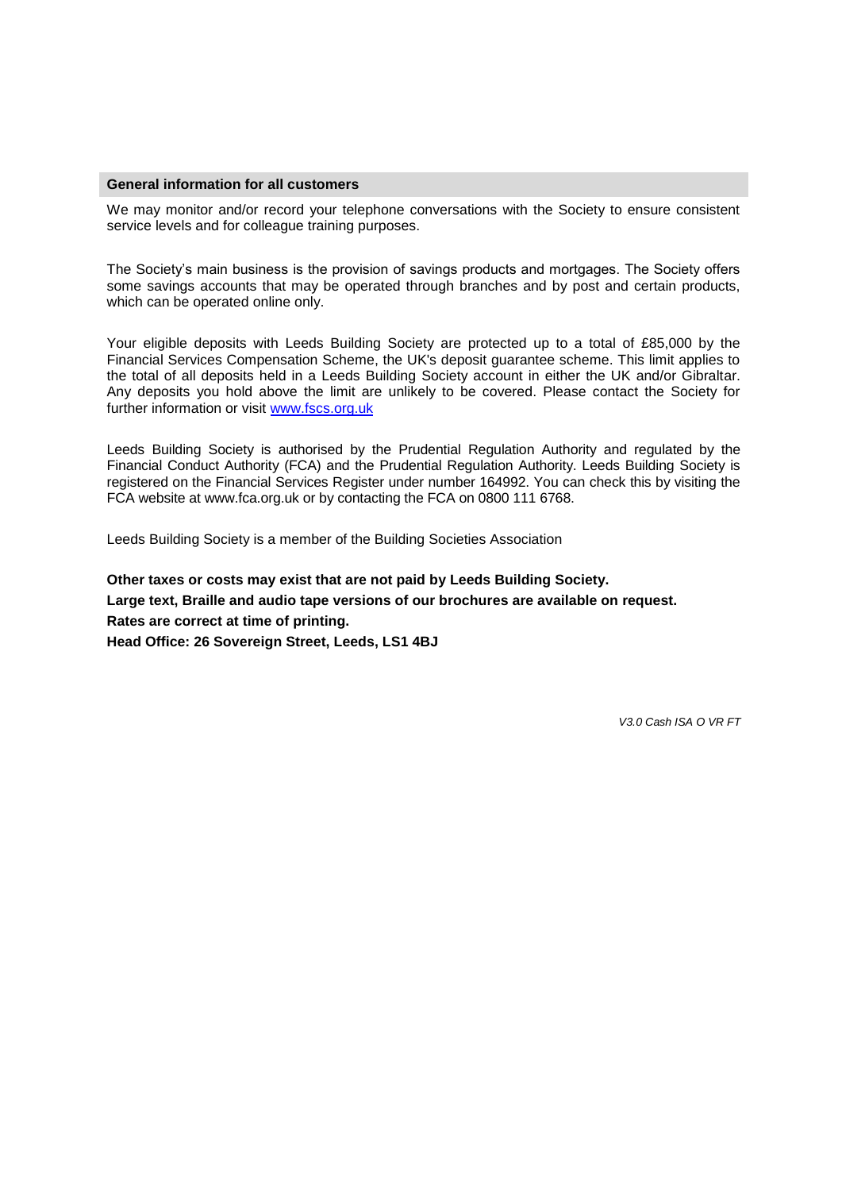## General information for all customers

We may monitor and/or record your telephone conversations with the Society to ensure consistent service levels and for colleague training purposes.

The Society's main business is the provision of savings products and mortgages. The Society offers some savings accounts that may be operated through branches and by post and certain products, which can be operated online only.

Your eligible deposits with Leeds Building Society are protected up to a total of £85,000 by the Financial Services Compensation Scheme, the UK's deposit guarantee scheme. This limit applies to the total of all deposits held in a Leeds Building Society account in either the UK and/or Gibraltar. Any deposits you hold above the limit are unlikely to be covered. Please contact the Society for further information or visit [www.fscs.org.uk](http://www.fscs.org.uk)

Leeds Building Society is authorised by the Prudential Regulation Authority and regulated by the Financial Conduct Authority (FCA) and the Prudential Regulation Authority. Leeds Building Society is registered on the Financial Services Register under number 164992. You can check this by visiting the FCA website at www.fca.org.uk or by contacting the FCA on 0800 111 6768.

Leeds Building Society is a member of the Building Societies Association

**Other taxes or costs may exist that are not paid by Leeds Building Society.**
**Large text, Braille and audio tape versions of our brochures are available on request.**
**Rates are correct at time of printing.**
**Head Office: 26 Sovereign Street, Leeds, LS1 4BJ**

*V3.0 Cash ISA O VR FT*